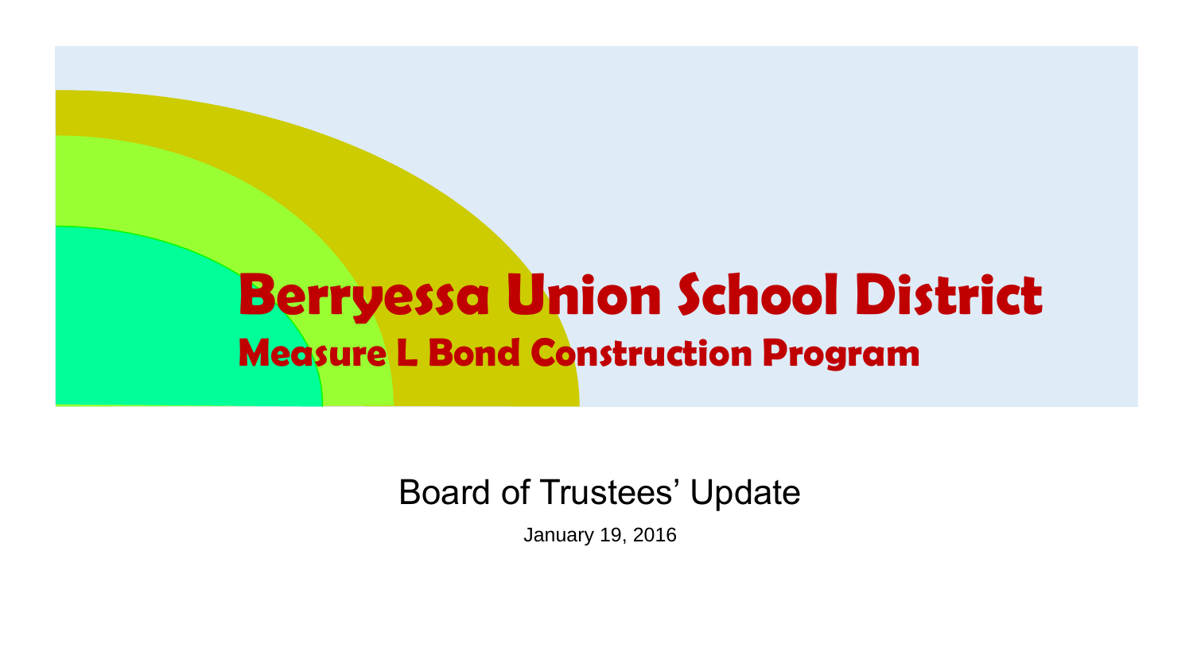# Berryessa Union School District

## Measure L Bond Construction Program

Board of Trustees' Update

January 19, 2016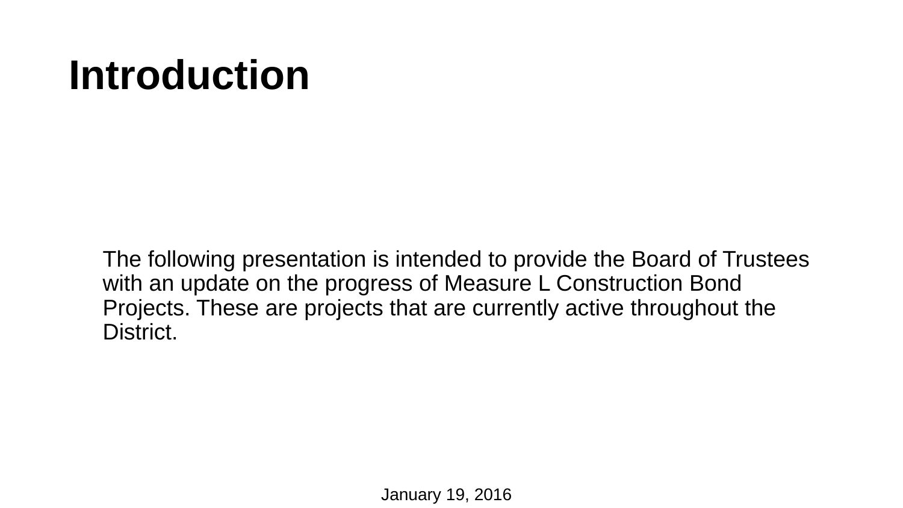# Introduction

The following presentation is intended to provide the Board of Trustees with an update on the progress of Measure L Construction Bond Projects. These are projects that are currently active throughout the District.

January 19, 2016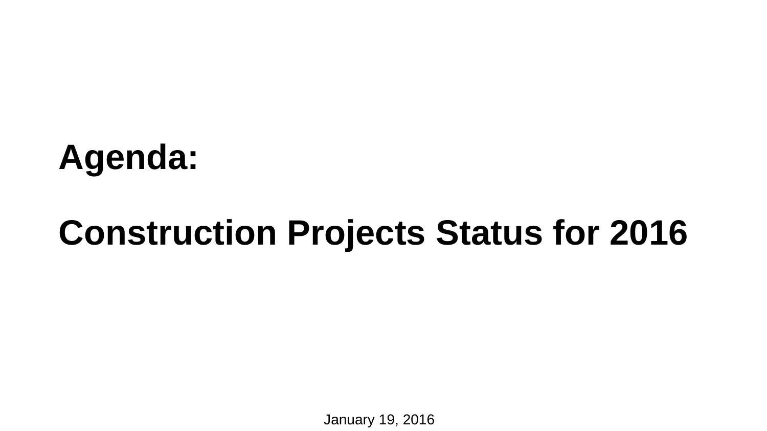# Agenda:

# Construction Projects Status for 2016

January 19, 2016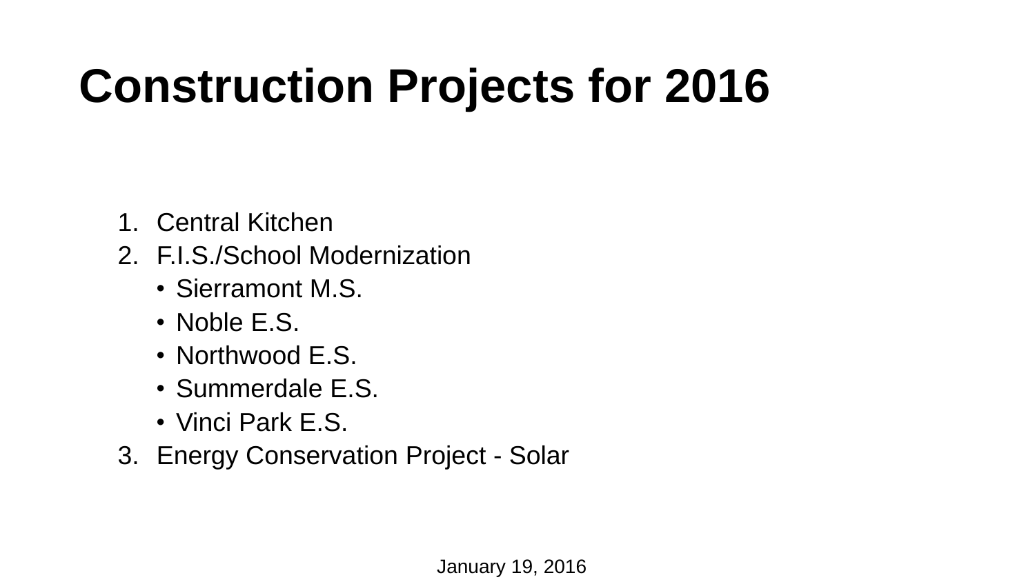# Construction Projects for 2016

1. Central Kitchen
2. F.I.S./School Modernization
   - Sierramont M.S.
   - Noble E.S.
   - Northwood E.S.
   - Summerdale E.S.
   - Vinci Park E.S.
3. Energy Conservation Project - Solar

January 19, 2016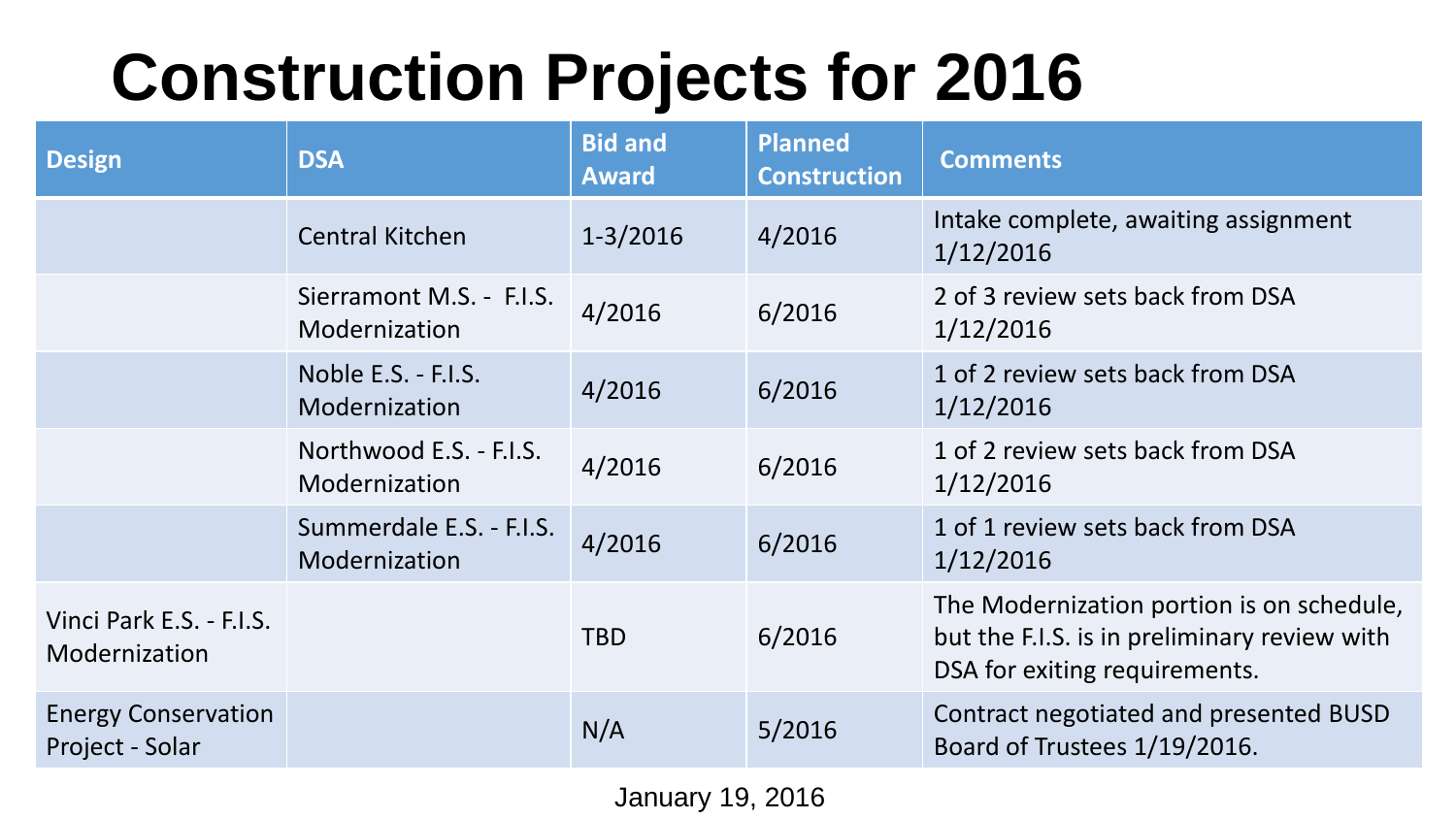# Construction Projects for 2016

| Design | DSA | Bid and Award | Planned Construction | Comments |
|---|---|---|---|---|
| | Central Kitchen | 1-3/2016 | 4/2016 | Intake complete, awaiting assignment 1/12/2016 |
| | Sierramont M.S. - F.I.S. Modernization | 4/2016 | 6/2016 | 2 of 3 review sets back from DSA 1/12/2016 |
| | Noble E.S. - F.I.S. Modernization | 4/2016 | 6/2016 | 1 of 2 review sets back from DSA 1/12/2016 |
| | Northwood E.S. - F.I.S. Modernization | 4/2016 | 6/2016 | 1 of 2 review sets back from DSA 1/12/2016 |
| | Summerdale E.S. - F.I.S. Modernization | 4/2016 | 6/2016 | 1 of 1 review sets back from DSA 1/12/2016 |
| Vinci Park E.S. - F.I.S. Modernization | | TBD | 6/2016 | The Modernization portion is on schedule, but the F.I.S. is in preliminary review with DSA for exiting requirements. |
| Energy Conservation Project - Solar | | N/A | 5/2016 | Contract negotiated and presented BUSD Board of Trustees 1/19/2016. |

January 19, 2016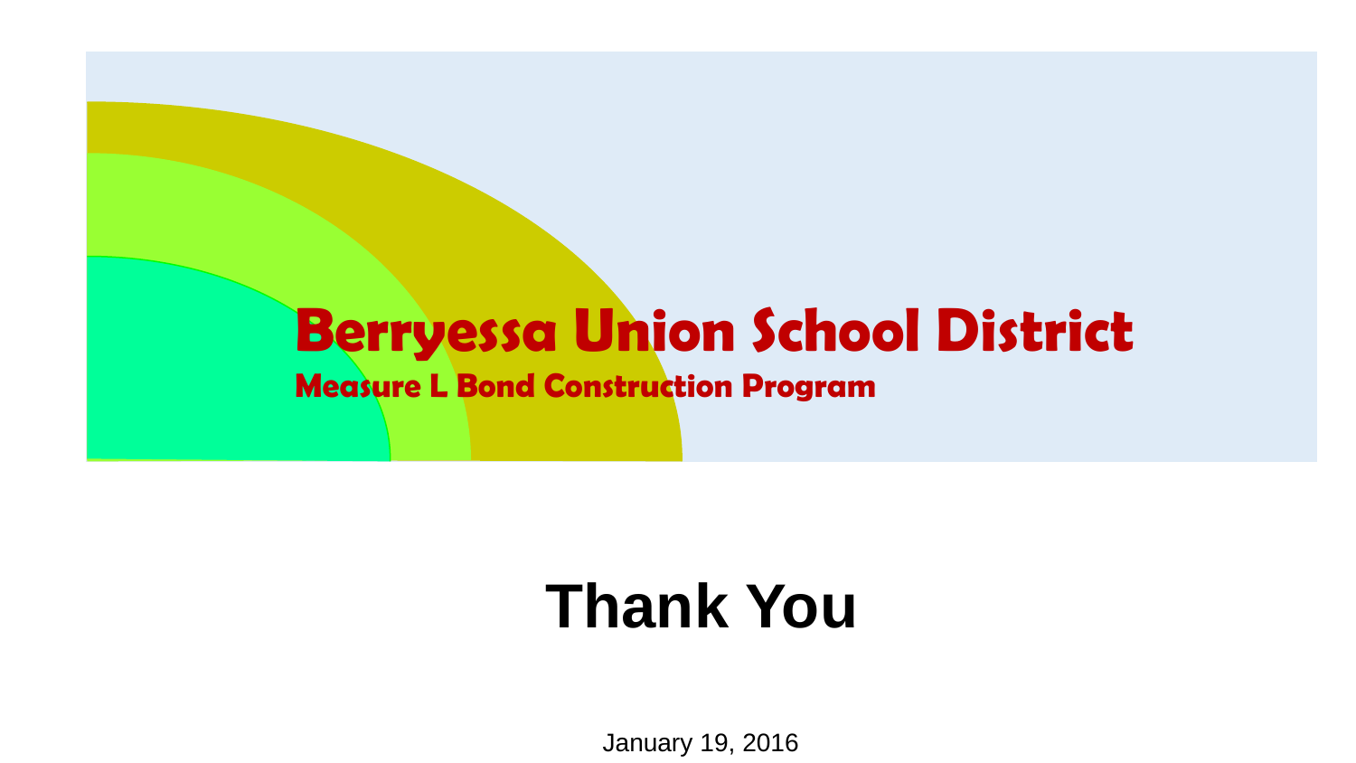# Berryessa Union School District

## Measure L Bond Construction Program

# Thank You

January 19, 2016